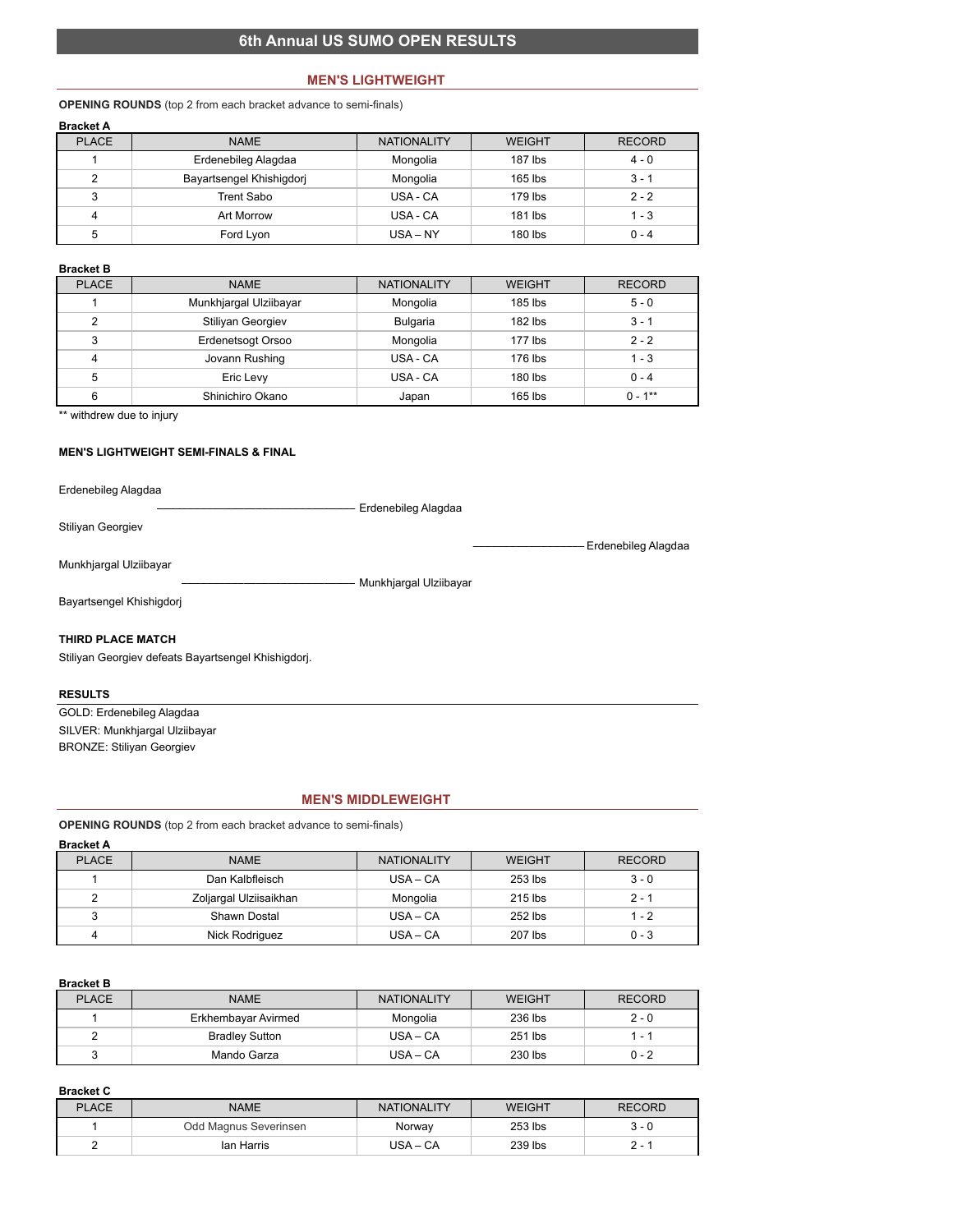# 6th Annual US SUMO OPEN RESULTS

## MEN'S LIGHTWEIGHT

**OPENING ROUNDS** (top 2 from each bracket advance to semi-finals)

**Bracket A**

| PLACE | NAME | NATIONALITY | WEIGHT | RECORD |
|---|---|---|---|---|
| 1 | Erdenebileg Alagdaa | Mongolia | 187 lbs | 4 - 0 |
| 2 | Bayartsengel Khishigdorj | Mongolia | 165 lbs | 3 - 1 |
| 3 | Trent Sabo | USA - CA | 179 lbs | 2 - 2 |
| 4 | Art Morrow | USA - CA | 181 lbs | 1 - 3 |
| 5 | Ford Lyon | USA – NY | 180 lbs | 0 - 4 |

**Bracket B**

| PLACE | NAME | NATIONALITY | WEIGHT | RECORD |
|---|---|---|---|---|
| 1 | Munkhjargal Ulziibayar | Mongolia | 185 lbs | 5 - 0 |
| 2 | Stiliyan Georgiev | Bulgaria | 182 lbs | 3 - 1 |
| 3 | Erdenetsogt Orsoo | Mongolia | 177 lbs | 2 - 2 |
| 4 | Jovann Rushing | USA - CA | 176 lbs | 1 - 3 |
| 5 | Eric Levy | USA - CA | 180 lbs | 0 - 4 |
| 6 | Shinichiro Okano | Japan | 165 lbs | 0 - 1** |

** withdrew due to injury

**MEN'S LIGHTWEIGHT SEMI-FINALS & FINAL**

Erdenebileg Alagdaa

——————————————— Erdenebileg Alagdaa

Stiliyan Georgiev

——————————— Erdenebileg Alagdaa

Munkhjargal Ulziibayar

——————————————— Munkhjargal Ulziibayar

Bayartsengel Khishigdorj

**THIRD PLACE MATCH**

Stiliyan Georgiev defeats Bayartsengel Khishigdorj.

**RESULTS**

GOLD: Erdenebileg Alagdaa
SILVER: Munkhjargal Ulziibayar
BRONZE: Stiliyan Georgiev

## MEN'S MIDDLEWEIGHT

**OPENING ROUNDS** (top 2 from each bracket advance to semi-finals)

**Bracket A**

| PLACE | NAME | NATIONALITY | WEIGHT | RECORD |
|---|---|---|---|---|
| 1 | Dan Kalbfleisch | USA – CA | 253 lbs | 3 - 0 |
| 2 | Zoljargal Ulziisaikhan | Mongolia | 215 lbs | 2 - 1 |
| 3 | Shawn Dostal | USA – CA | 252 lbs | 1 - 2 |
| 4 | Nick Rodriguez | USA – CA | 207 lbs | 0 - 3 |

**Bracket B**

| PLACE | NAME | NATIONALITY | WEIGHT | RECORD |
|---|---|---|---|---|
| 1 | Erkhembayar Avirmed | Mongolia | 236 lbs | 2 - 0 |
| 2 | Bradley Sutton | USA – CA | 251 lbs | 1 - 1 |
| 3 | Mando Garza | USA – CA | 230 lbs | 0 - 2 |

**Bracket C**

| PLACE | NAME | NATIONALITY | WEIGHT | RECORD |
|---|---|---|---|---|
| 1 | Odd Magnus Severinsen | Norway | 253 lbs | 3 - 0 |
| 2 | Ian Harris | USA – CA | 239 lbs | 2 - 1 |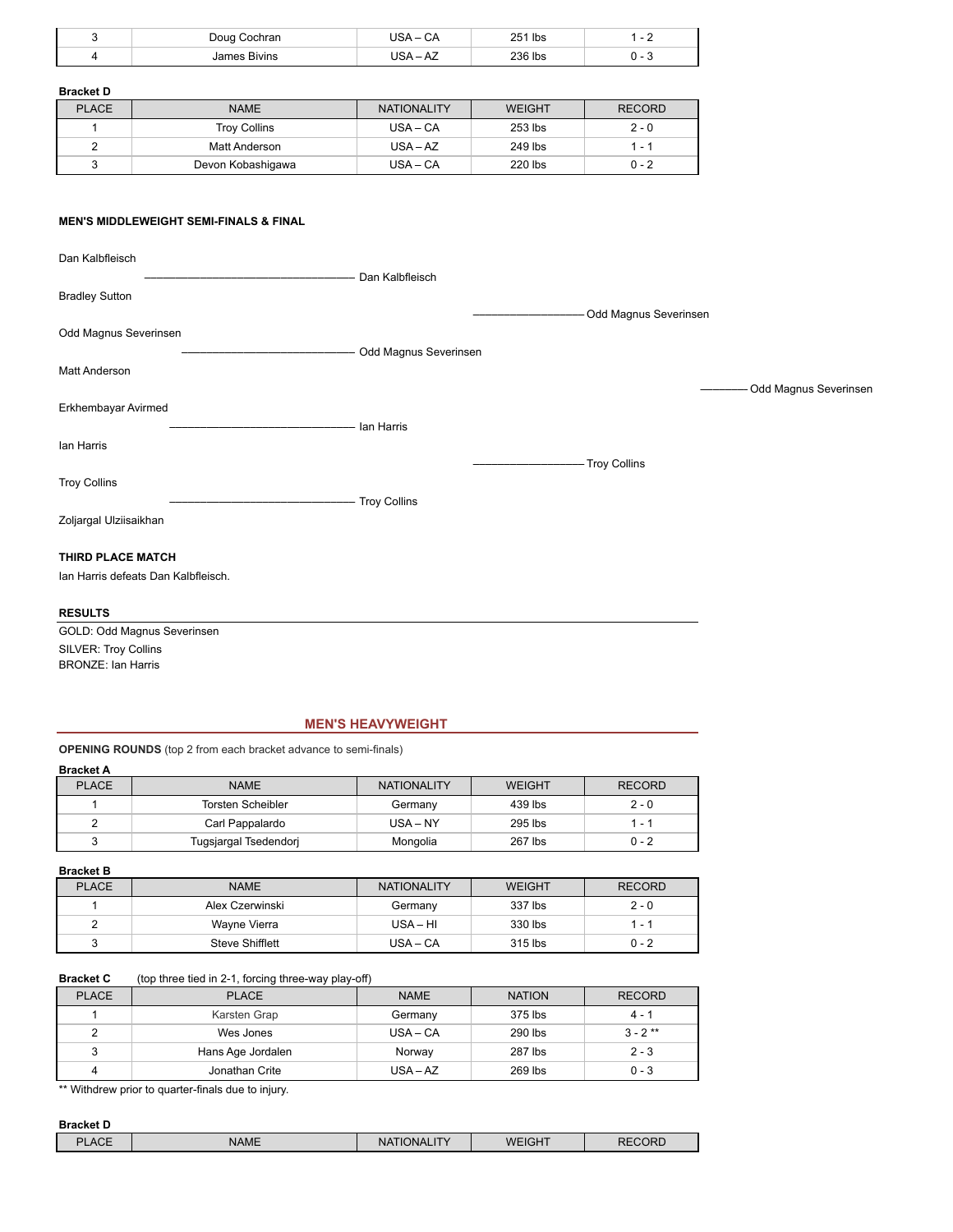| 3 | Doug Cochran | USA – CA | 251 lbs | 1 - 2 |
|---|---|---|---|---|
| 4 | James Bivins | USA – AZ | 236 lbs | 0 - 3 |

**Bracket D**

| PLACE | NAME | NATIONALITY | WEIGHT | RECORD |
|---|---|---|---|---|
| 1 | Troy Collins | USA – CA | 253 lbs | 2 - 0 |
| 2 | Matt Anderson | USA – AZ | 249 lbs | 1 - 1 |
| 3 | Devon Kobashigawa | USA – CA | 220 lbs | 0 - 2 |

**MEN'S MIDDLEWEIGHT SEMI-FINALS & FINAL**

Dan Kalbfleisch
——————————— Dan Kalbfleisch
Bradley Sutton
——————— Odd Magnus Severinsen
Odd Magnus Severinsen
——————————— Odd Magnus Severinsen
Matt Anderson
———— Odd Magnus Severinsen
Erkhembayar Avirmed
——————————— Ian Harris
Ian Harris
——————— Troy Collins
Troy Collins
——————————— Troy Collins
Zoljargal Ulziisaikhan

**THIRD PLACE MATCH**

Ian Harris defeats Dan Kalbfleisch.

**RESULTS**

GOLD: Odd Magnus Severinsen
SILVER: Troy Collins
BRONZE: Ian Harris

## MEN'S HEAVYWEIGHT

**OPENING ROUNDS** (top 2 from each bracket advance to semi-finals)

**Bracket A**

| PLACE | NAME | NATIONALITY | WEIGHT | RECORD |
|---|---|---|---|---|
| 1 | Torsten Scheibler | Germany | 439 lbs | 2 - 0 |
| 2 | Carl Pappalardo | USA – NY | 295 lbs | 1 - 1 |
| 3 | Tugsjargal Tsedendorj | Mongolia | 267 lbs | 0 - 2 |

**Bracket B**

| PLACE | NAME | NATIONALITY | WEIGHT | RECORD |
|---|---|---|---|---|
| 1 | Alex Czerwinski | Germany | 337 lbs | 2 - 0 |
| 2 | Wayne Vierra | USA – HI | 330 lbs | 1 - 1 |
| 3 | Steve Shifflett | USA – CA | 315 lbs | 0 - 2 |

**Bracket C** (top three tied in 2-1, forcing three-way play-off)

| PLACE | PLACE | NAME | NATION | RECORD |
|---|---|---|---|---|
| 1 | Karsten Grap | Germany | 375 lbs | 4 - 1 |
| 2 | Wes Jones | USA – CA | 290 lbs | 3 - 2 ** |
| 3 | Hans Age Jordalen | Norway | 287 lbs | 2 - 3 |
| 4 | Jonathan Crite | USA – AZ | 269 lbs | 0 - 3 |

** Withdrew prior to quarter-finals due to injury.

**Bracket D**

| PLACE | NAME | NATIONALITY | WEIGHT | RECORD |
|---|---|---|---|---|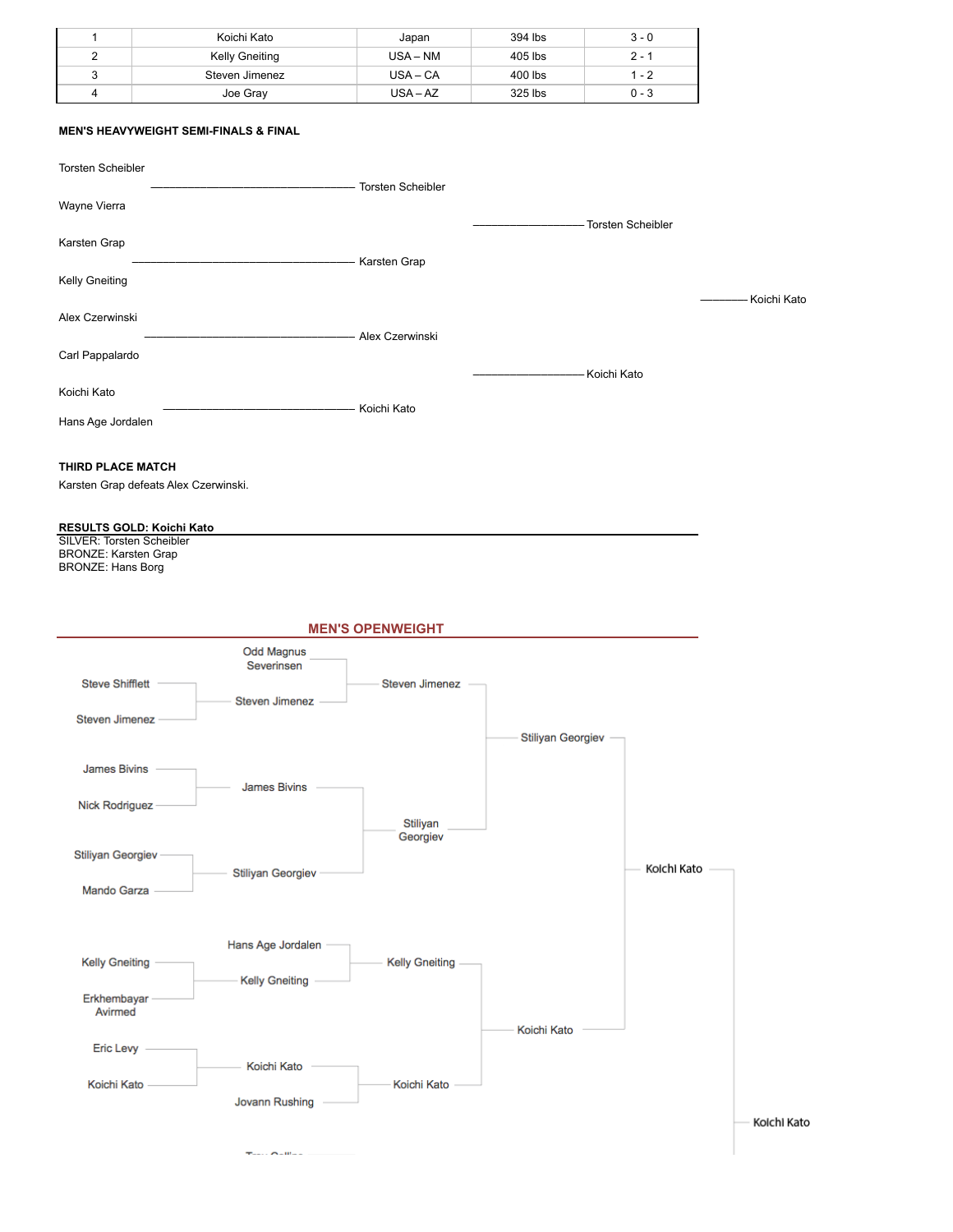| 1 | Koichi Kato | Japan | 394 lbs | 3 - 0 |
|---|---|---|---|---|
| 2 | Kelly Gneiting | USA – NM | 405 lbs | 2 - 1 |
| 3 | Steven Jimenez | USA – CA | 400 lbs | 1 - 2 |
| 4 | Joe Gray | USA – AZ | 325 lbs | 0 - 3 |

**MEN'S HEAVYWEIGHT SEMI-FINALS & FINAL**

Torsten Scheibler
Wayne Vierra
→ Torsten Scheibler

Karsten Grap
Kelly Gneiting
→ Karsten Grap

Torsten Scheibler vs. Karsten Grap → Torsten Scheibler

Alex Czerwinski
Carl Pappalardo
→ Alex Czerwinski

Koichi Kato
Hans Age Jordalen
→ Koichi Kato

Alex Czerwinski vs. Koichi Kato → Koichi Kato

Final: Torsten Scheibler vs. Koichi Kato → Koichi Kato

**THIRD PLACE MATCH**

Karsten Grap defeats Alex Czerwinski.

**RESULTS GOLD: Koichi Kato**
SILVER: Torsten Scheibler
BRONZE: Karsten Grap
BRONZE: Hans Borg

## MEN'S OPENWEIGHT

Steve Shifflett vs. Steven Jimenez → Steven Jimenez

Odd Magnus Severinsen vs. Steven Jimenez → Steven Jimenez

James Bivins vs. Nick Rodriguez → James Bivins

Stiliyan Georgiev vs. Mando Garza → Stiliyan Georgiev

James Bivins vs. Stiliyan Georgiev → Stiliyan Georgiev

Steven Jimenez vs. Stiliyan Georgiev → Stiliyan Georgiev

Kelly Gneiting vs. Erkhembayar Avirmed → Kelly Gneiting

Hans Age Jordalen vs. Kelly Gneiting → Kelly Gneiting

Eric Levy vs. Koichi Kato → Koichi Kato

Koichi Kato vs. Jovann Rushing → Koichi Kato

Kelly Gneiting vs. Koichi Kato → Koichi Kato

Stiliyan Georgiev vs. Koichi Kato → Koichi Kato

→ Koichi Kato

Troy Collins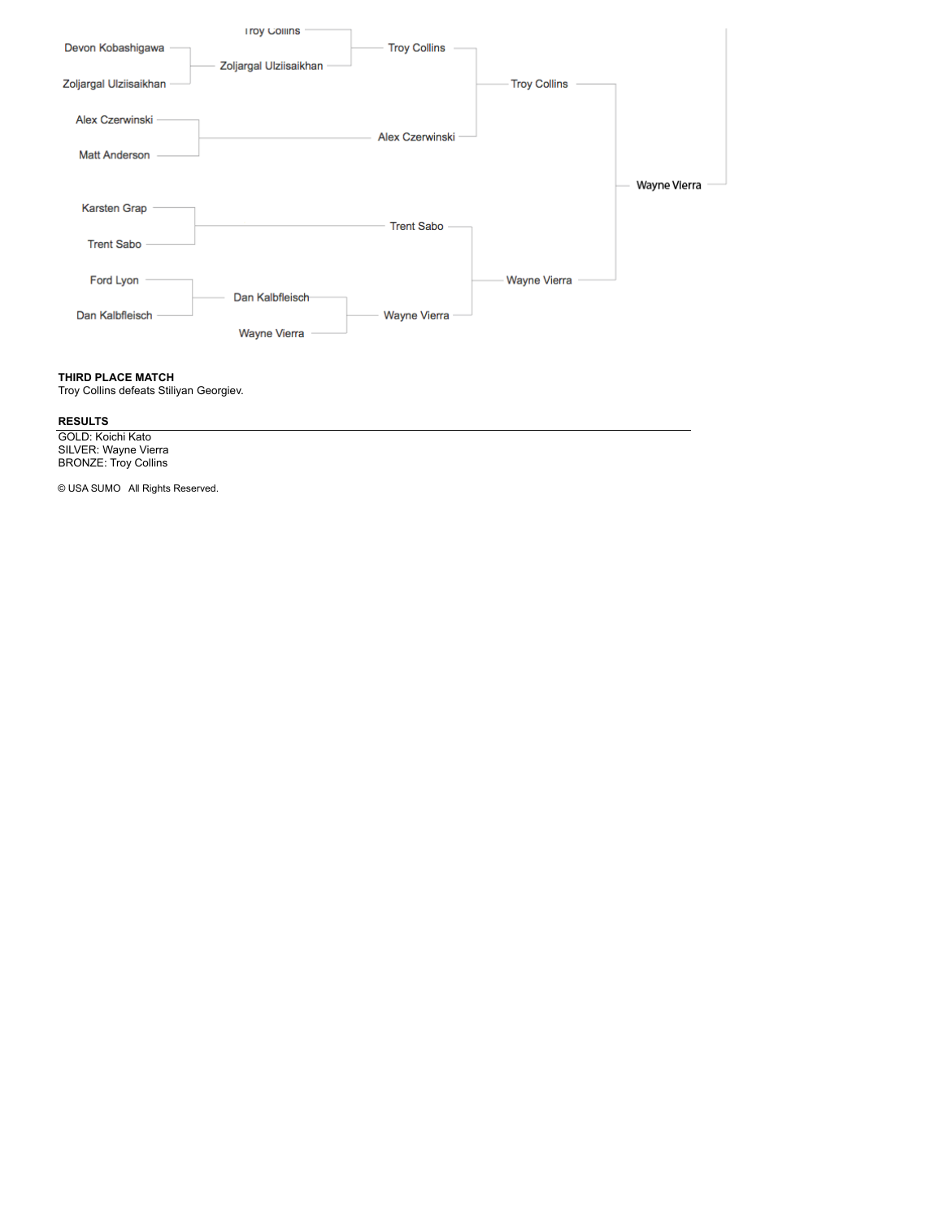Troy Collins

Devon Kobashigawa

Zoljargal Ulziisaikhan

Zoljargal Ulziisaikhan

Troy Collins

Troy Collins

Alex Czerwinski

Matt Anderson

Alex Czerwinski

Wayne Vierra

Karsten Grap

Trent Sabo

Trent Sabo

Wayne Vierra

Ford Lyon

Dan Kalbfleisch

Dan Kalbfleisch

Wayne Vierra

Wayne Vierra

**THIRD PLACE MATCH**

Troy Collins defeats Stiliyan Georgiev.

**RESULTS**

GOLD: Koichi Kato
SILVER: Wayne Vierra
BRONZE: Troy Collins

© USA SUMO All Rights Reserved.